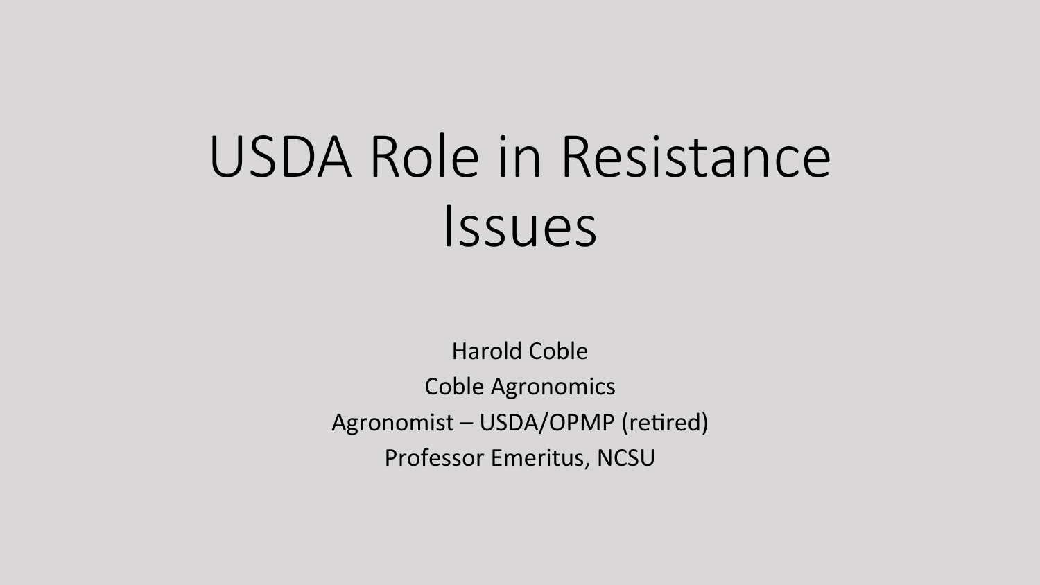# USDA Role in Resistance Issues

Harold Coble

Coble Agronomics

Agronomist – USDA/OPMP (retired)

Professor Emeritus, NCSU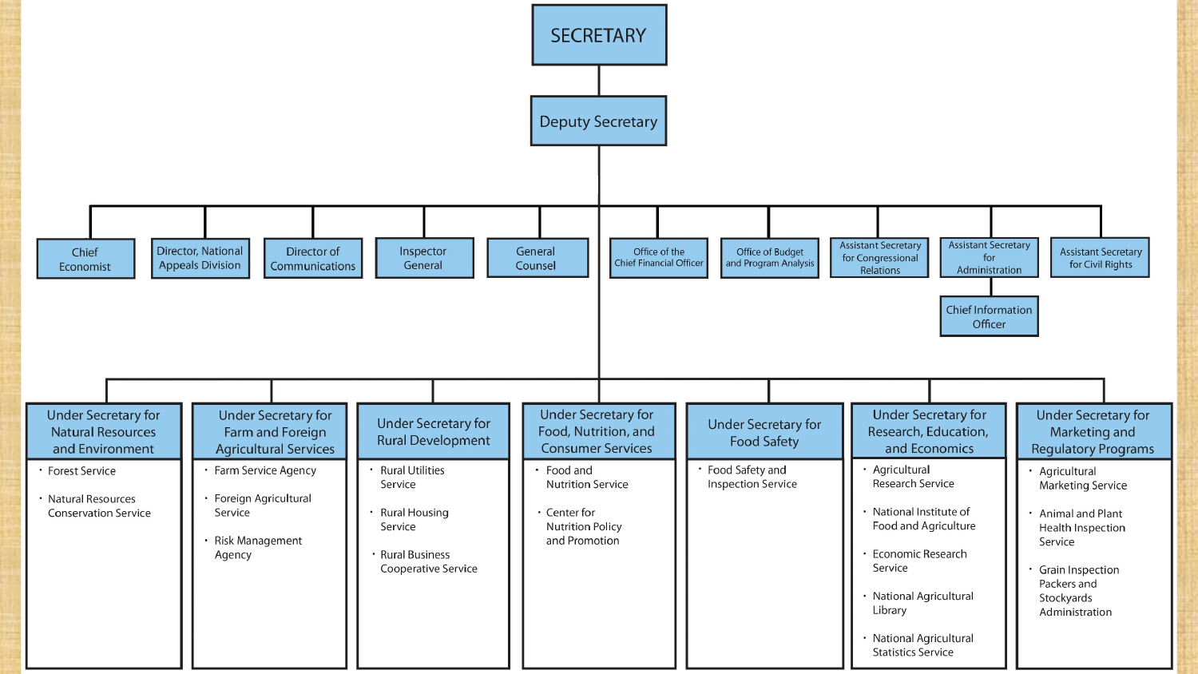# SECRETARY

## Deputy Secretary

- Chief Economist
- Director, National Appeals Division
- Director of Communications
- Inspector General
- General Counsel
- Office of the Chief Financial Officer
- Office of Budget and Program Analysis
- Assistant Secretary for Congressional Relations
- Assistant Secretary for Administration
  - Chief Information Officer
- Assistant Secretary for Civil Rights

### Under Secretary for Natural Resources and Environment

- Forest Service
- Natural Resources Conservation Service

### Under Secretary for Farm and Foreign Agricultural Services

- Farm Service Agency
- Foreign Agricultural Service
- Risk Management Agency

### Under Secretary for Rural Development

- Rural Utilities Service
- Rural Housing Service
- Rural Business Cooperative Service

### Under Secretary for Food, Nutrition, and Consumer Services

- Food and Nutrition Service
- Center for Nutrition Policy and Promotion

### Under Secretary for Food Safety

- Food Safety and Inspection Service

### Under Secretary for Research, Education, and Economics

- Agricultural Research Service
- National Institute of Food and Agriculture
- Economic Research Service
- National Agricultural Library
- National Agricultural Statistics Service

### Under Secretary for Marketing and Regulatory Programs

- Agricultural Marketing Service
- Animal and Plant Health Inspection Service
- Grain Inspection Packers and Stockyards Administration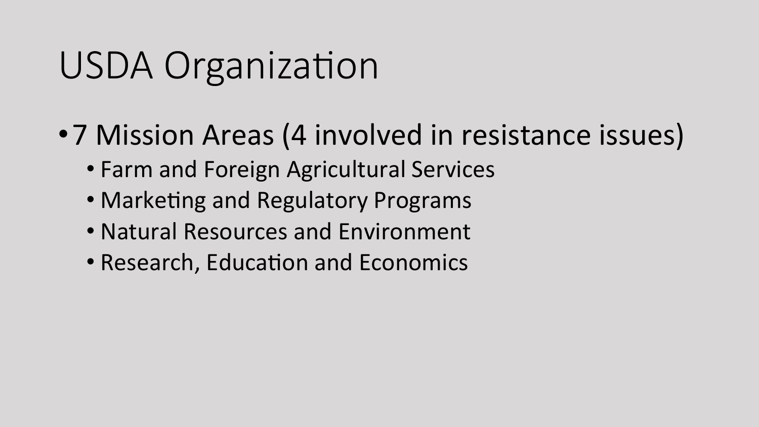# USDA Organization

- 7 Mission Areas (4 involved in resistance issues)
  - Farm and Foreign Agricultural Services
  - Marketing and Regulatory Programs
  - Natural Resources and Environment
  - Research, Education and Economics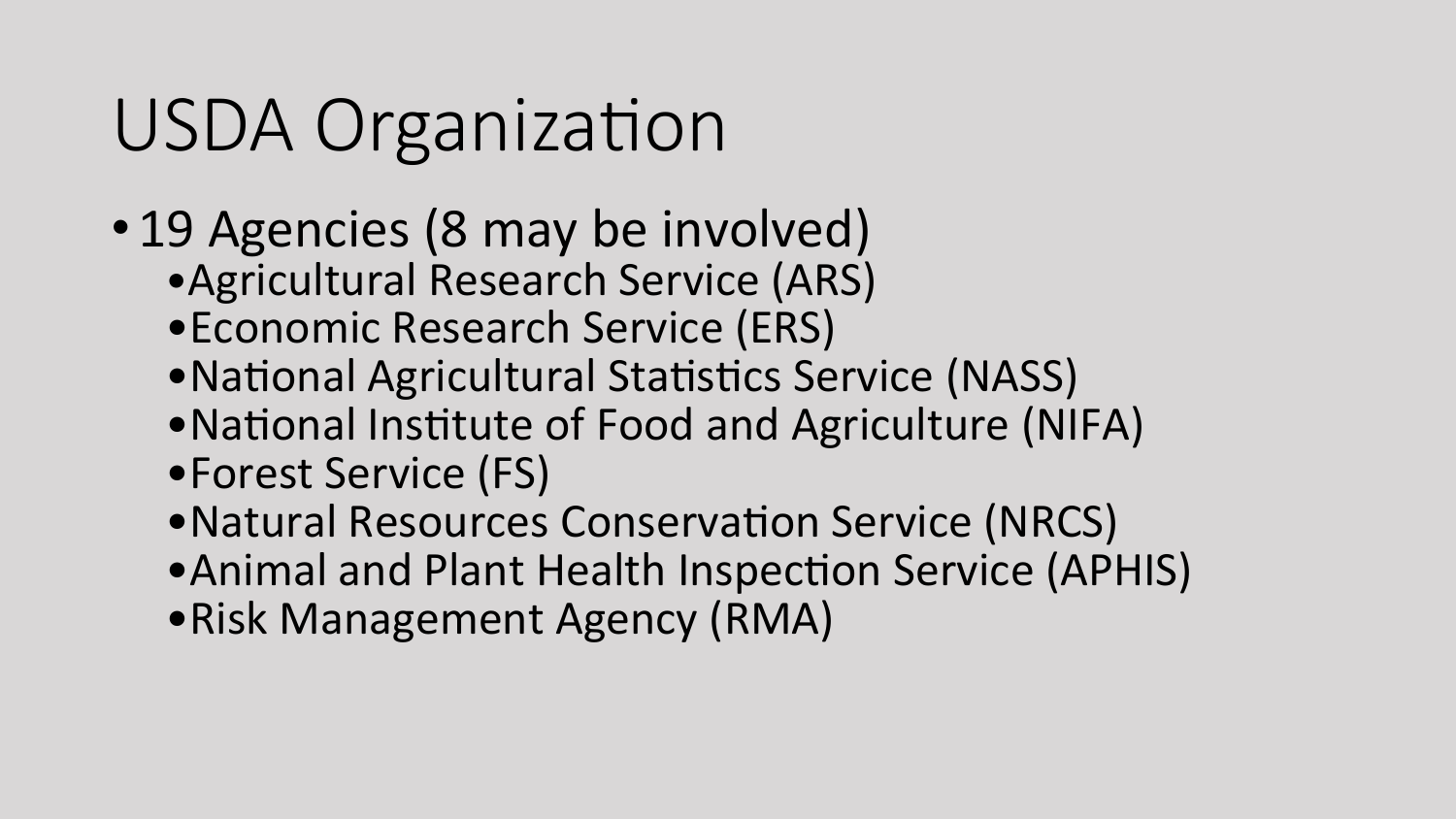# USDA Organization

- 19 Agencies (8 may be involved)
  - Agricultural Research Service (ARS)
  - Economic Research Service (ERS)
  - National Agricultural Statistics Service (NASS)
  - National Institute of Food and Agriculture (NIFA)
  - Forest Service (FS)
  - Natural Resources Conservation Service (NRCS)
  - Animal and Plant Health Inspection Service (APHIS)
  - Risk Management Agency (RMA)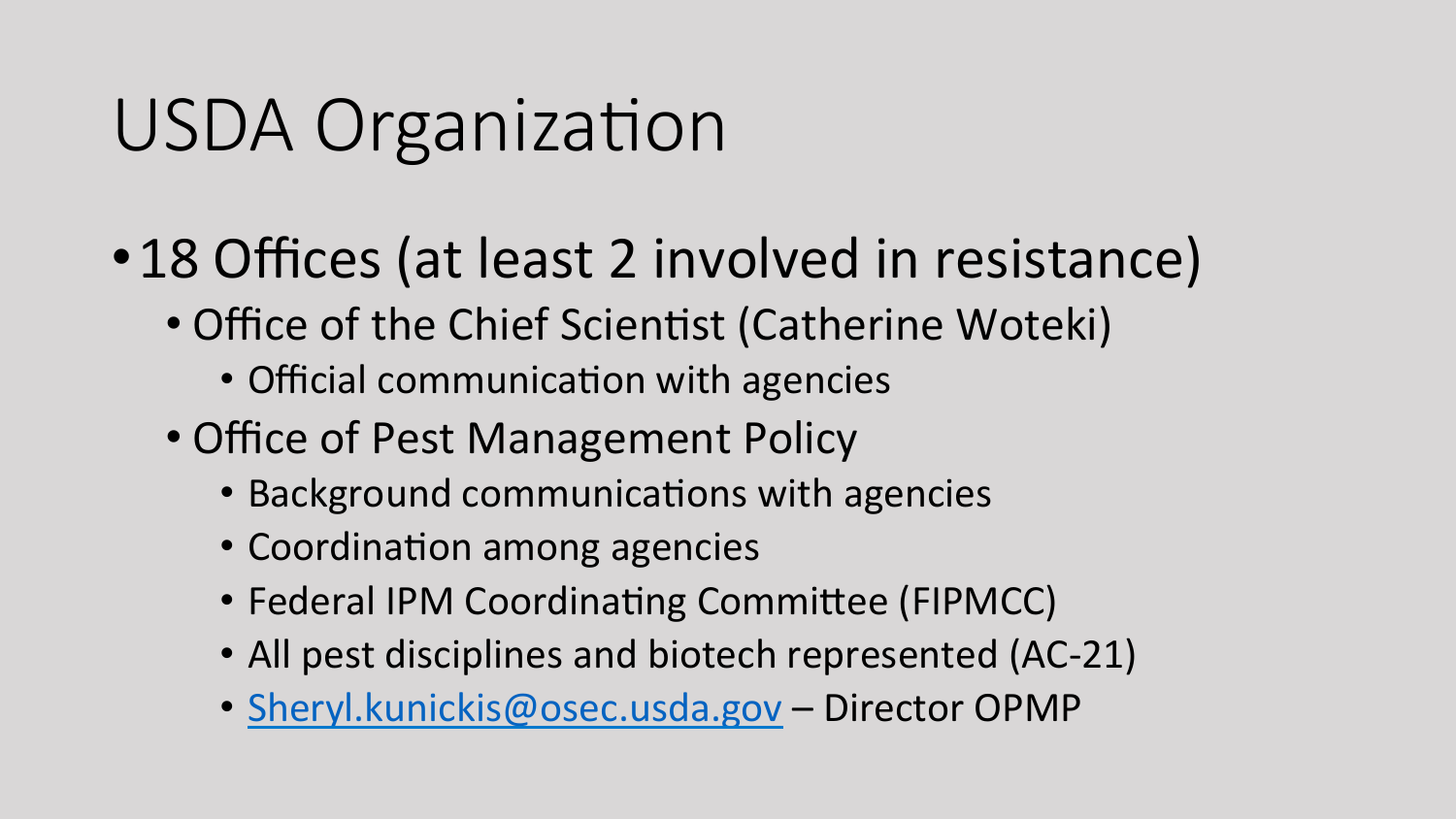# USDA Organization

- 18 Offices (at least 2 involved in resistance)
  - Office of the Chief Scientist (Catherine Woteki)
    - Official communication with agencies
  - Office of Pest Management Policy
    - Background communications with agencies
    - Coordination among agencies
    - Federal IPM Coordinating Committee (FIPMCC)
    - All pest disciplines and biotech represented (AC-21)
    - Sheryl.kunickis@osec.usda.gov – Director OPMP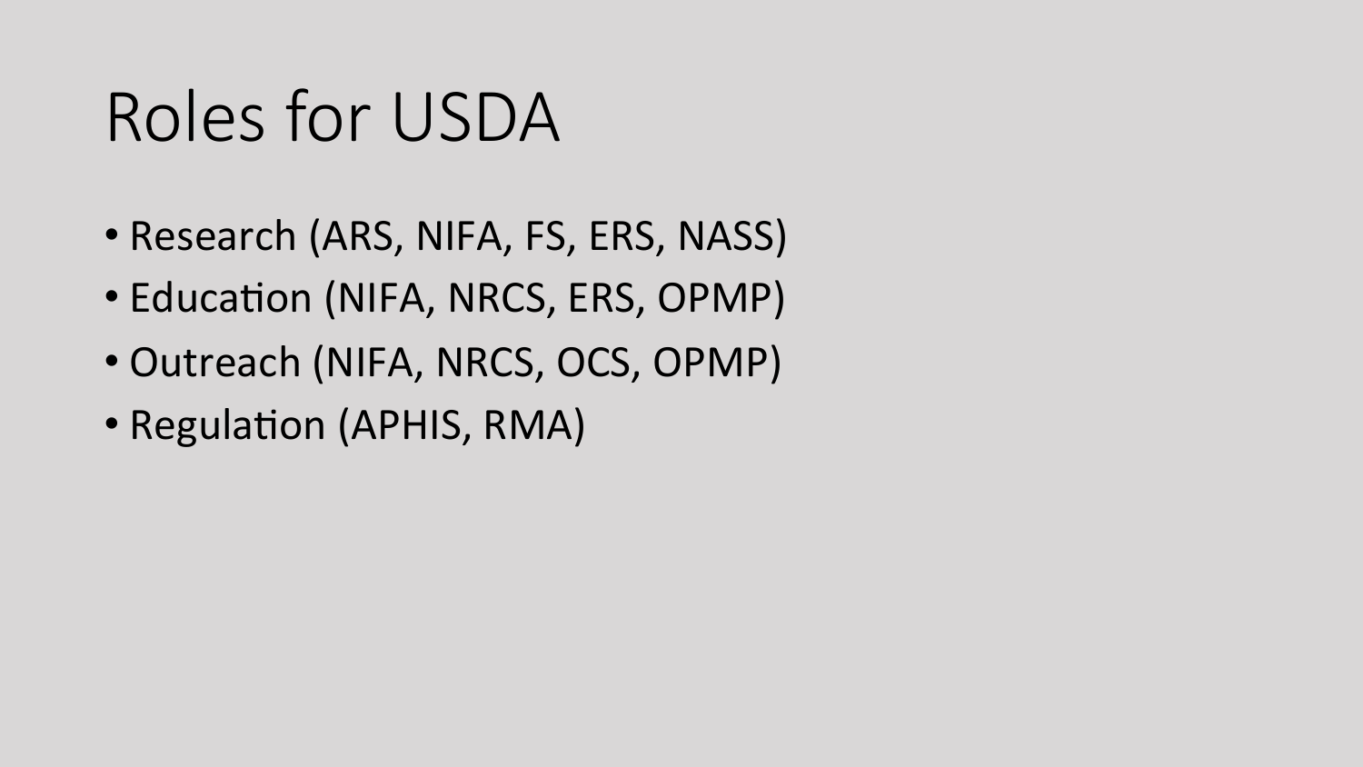# Roles for USDA

- Research (ARS, NIFA, FS, ERS, NASS)
- Education (NIFA, NRCS, ERS, OPMP)
- Outreach (NIFA, NRCS, OCS, OPMP)
- Regulation (APHIS, RMA)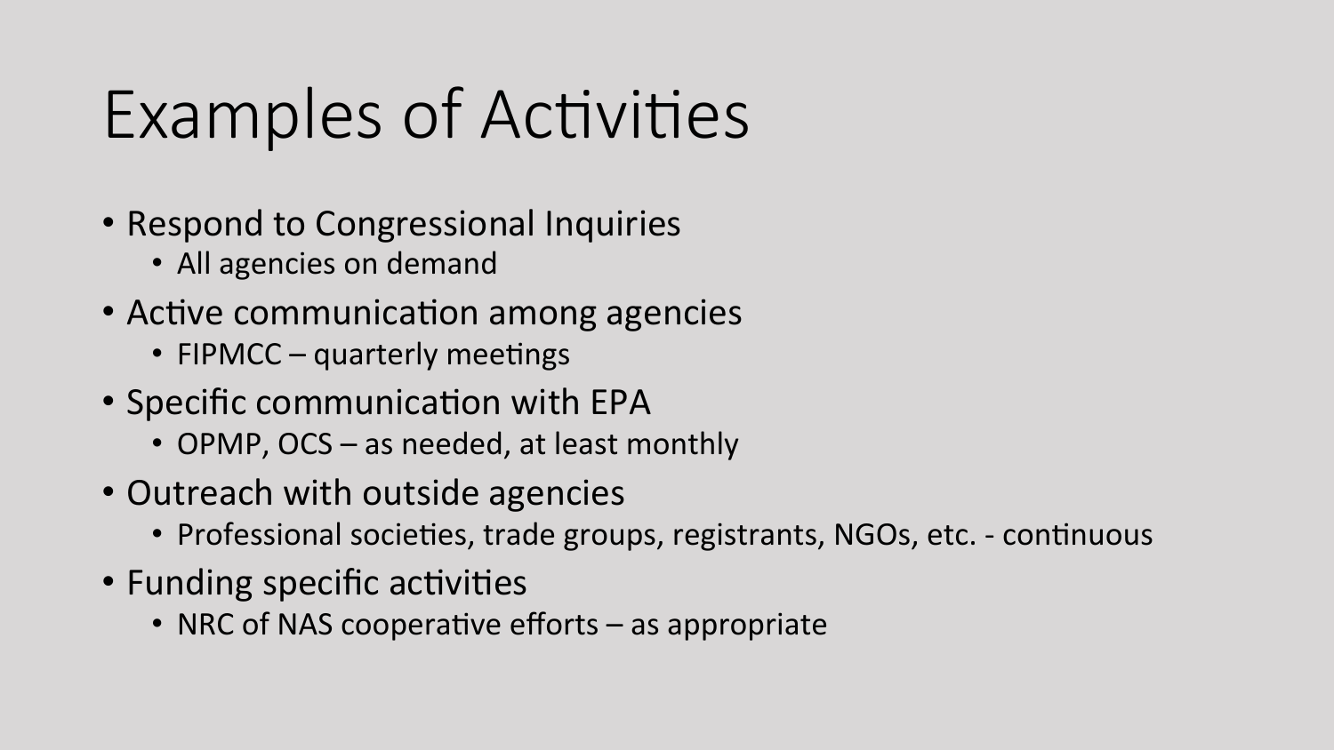# Examples of Activities

- Respond to Congressional Inquiries
  - All agencies on demand
- Active communication among agencies
  - FIPMCC – quarterly meetings
- Specific communication with EPA
  - OPMP, OCS – as needed, at least monthly
- Outreach with outside agencies
  - Professional societies, trade groups, registrants, NGOs, etc. - continuous
- Funding specific activities
  - NRC of NAS cooperative efforts – as appropriate